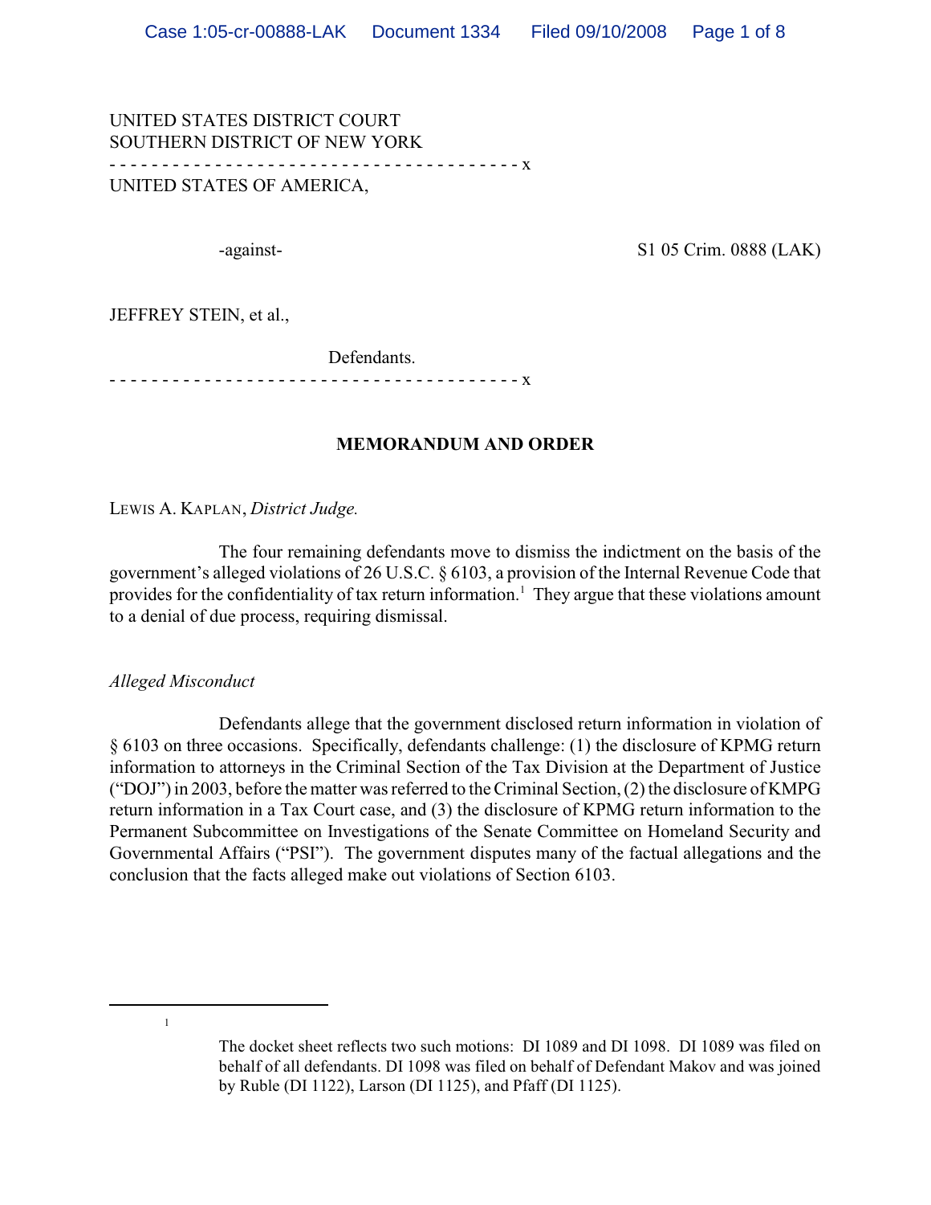UNITED STATES DISTRICT COURT
SOUTHERN DISTRICT OF NEW YORK

- - - - - - - - - - - - - - - - - - - - - - - - - - - - - - - - - - - - - - - x

UNITED STATES OF AMERICA,

-against-

S1 05 Crim. 0888 (LAK)

JEFFREY STEIN, et al.,

Defendants.

- - - - - - - - - - - - - - - - - - - - - - - - - - - - - - - - - - - - - - - x

**MEMORANDUM AND ORDER**

LEWIS A. KAPLAN, *District Judge.*

The four remaining defendants move to dismiss the indictment on the basis of the government's alleged violations of 26 U.S.C. § 6103, a provision of the Internal Revenue Code that provides for the confidentiality of tax return information.[1] They argue that these violations amount to a denial of due process, requiring dismissal.

*Alleged Misconduct*

Defendants allege that the government disclosed return information in violation of § 6103 on three occasions. Specifically, defendants challenge: (1) the disclosure of KPMG return information to attorneys in the Criminal Section of the Tax Division at the Department of Justice ("DOJ") in 2003, before the matter was referred to the Criminal Section, (2) the disclosure of KMPG return information in a Tax Court case, and (3) the disclosure of KPMG return information to the Permanent Subcommittee on Investigations of the Senate Committee on Homeland Security and Governmental Affairs ("PSI"). The government disputes many of the factual allegations and the conclusion that the facts alleged make out violations of Section 6103.

---

[1] The docket sheet reflects two such motions: DI 1089 and DI 1098. DI 1089 was filed on behalf of all defendants. DI 1098 was filed on behalf of Defendant Makov and was joined by Ruble (DI 1122), Larson (DI 1125), and Pfaff (DI 1125).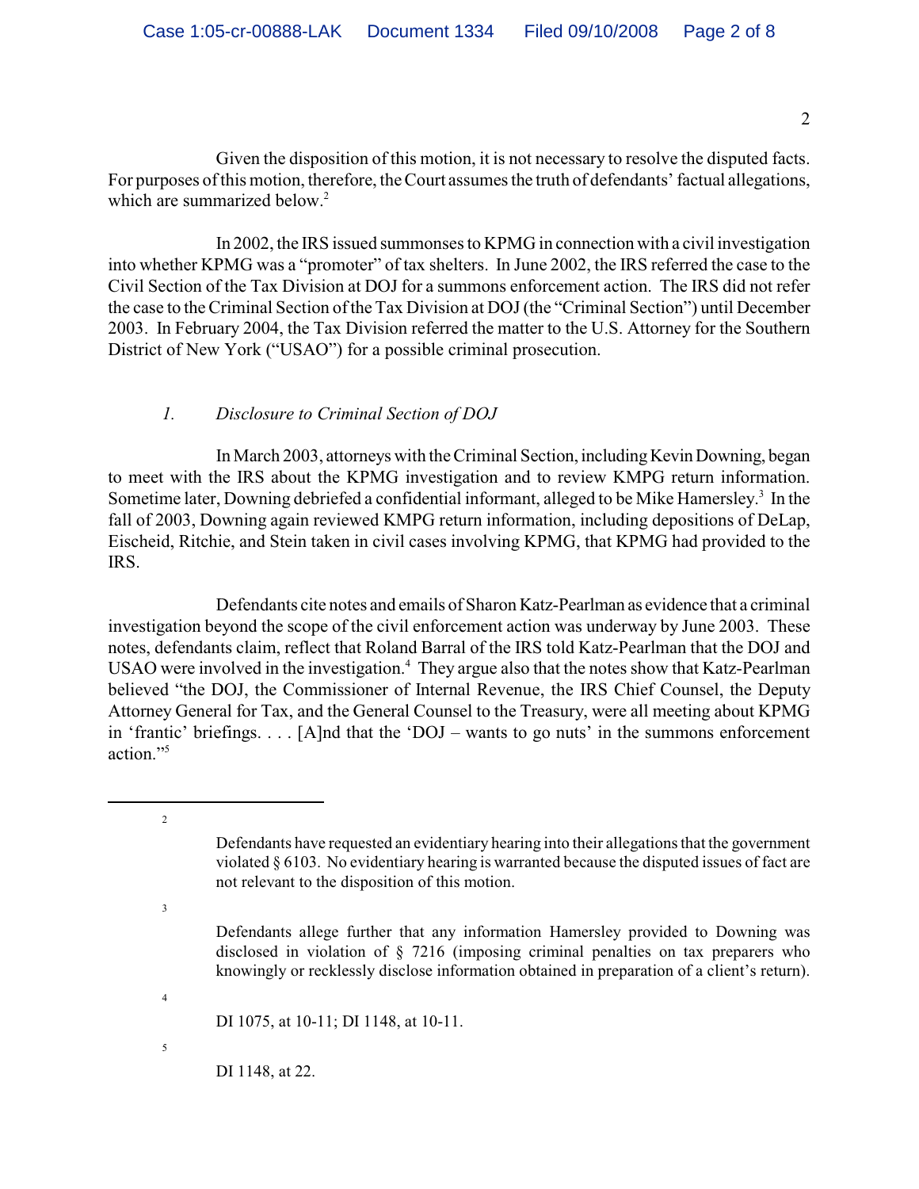Given the disposition of this motion, it is not necessary to resolve the disputed facts. For purposes of this motion, therefore, the Court assumes the truth of defendants' factual allegations, which are summarized below.[2]

In 2002, the IRS issued summonses to KPMG in connection with a civil investigation into whether KPMG was a "promoter" of tax shelters. In June 2002, the IRS referred the case to the Civil Section of the Tax Division at DOJ for a summons enforcement action. The IRS did not refer the case to the Criminal Section of the Tax Division at DOJ (the "Criminal Section") until December 2003. In February 2004, the Tax Division referred the matter to the U.S. Attorney for the Southern District of New York ("USAO") for a possible criminal prosecution.

*1. Disclosure to Criminal Section of DOJ*

In March 2003, attorneys with the Criminal Section, including Kevin Downing, began to meet with the IRS about the KPMG investigation and to review KMPG return information. Sometime later, Downing debriefed a confidential informant, alleged to be Mike Hamersley.[3] In the fall of 2003, Downing again reviewed KMPG return information, including depositions of DeLap, Eischeid, Ritchie, and Stein taken in civil cases involving KPMG, that KPMG had provided to the IRS.

Defendants cite notes and emails of Sharon Katz-Pearlman as evidence that a criminal investigation beyond the scope of the civil enforcement action was underway by June 2003. These notes, defendants claim, reflect that Roland Barral of the IRS told Katz-Pearlman that the DOJ and USAO were involved in the investigation.[4] They argue also that the notes show that Katz-Pearlman believed "the DOJ, the Commissioner of Internal Revenue, the IRS Chief Counsel, the Deputy Attorney General for Tax, and the General Counsel to the Treasury, were all meeting about KPMG in 'frantic' briefings. . . . [A]nd that the 'DOJ – wants to go nuts' in the summons enforcement action."[5]

---

[2] Defendants have requested an evidentiary hearing into their allegations that the government violated § 6103. No evidentiary hearing is warranted because the disputed issues of fact are not relevant to the disposition of this motion.

[3] Defendants allege further that any information Hamersley provided to Downing was disclosed in violation of § 7216 (imposing criminal penalties on tax preparers who knowingly or recklessly disclose information obtained in preparation of a client's return).

[4] DI 1075, at 10-11; DI 1148, at 10-11.

[5] DI 1148, at 22.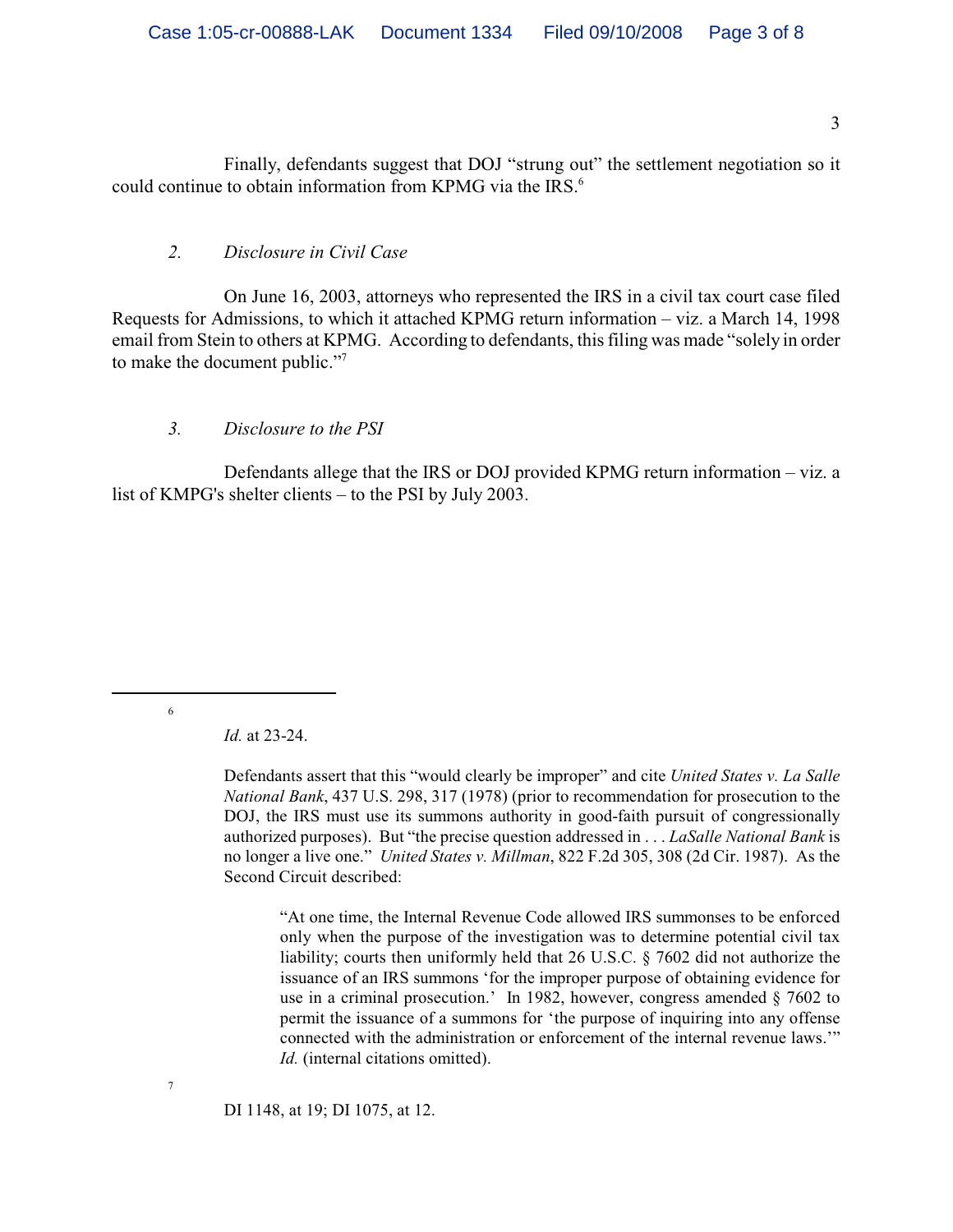Finally, defendants suggest that DOJ "strung out" the settlement negotiation so it could continue to obtain information from KPMG via the IRS.[6]

*2. Disclosure in Civil Case*

On June 16, 2003, attorneys who represented the IRS in a civil tax court case filed Requests for Admissions, to which it attached KPMG return information – viz. a March 14, 1998 email from Stein to others at KPMG. According to defendants, this filing was made "solely in order to make the document public."[7]

*3. Disclosure to the PSI*

Defendants allege that the IRS or DOJ provided KPMG return information – viz. a list of KMPG's shelter clients – to the PSI by July 2003.

---

[6] *Id.* at 23-24.

Defendants assert that this "would clearly be improper" and cite *United States v. La Salle National Bank*, 437 U.S. 298, 317 (1978) (prior to recommendation for prosecution to the DOJ, the IRS must use its summons authority in good-faith pursuit of congressionally authorized purposes). But "the precise question addressed in . . . *LaSalle National Bank* is no longer a live one." *United States v. Millman*, 822 F.2d 305, 308 (2d Cir. 1987). As the Second Circuit described:

> "At one time, the Internal Revenue Code allowed IRS summonses to be enforced only when the purpose of the investigation was to determine potential civil tax liability; courts then uniformly held that 26 U.S.C. § 7602 did not authorize the issuance of an IRS summons 'for the improper purpose of obtaining evidence for use in a criminal prosecution.' In 1982, however, congress amended § 7602 to permit the issuance of a summons for 'the purpose of inquiring into any offense connected with the administration or enforcement of the internal revenue laws.'" *Id.* (internal citations omitted).

[7] DI 1148, at 19; DI 1075, at 12.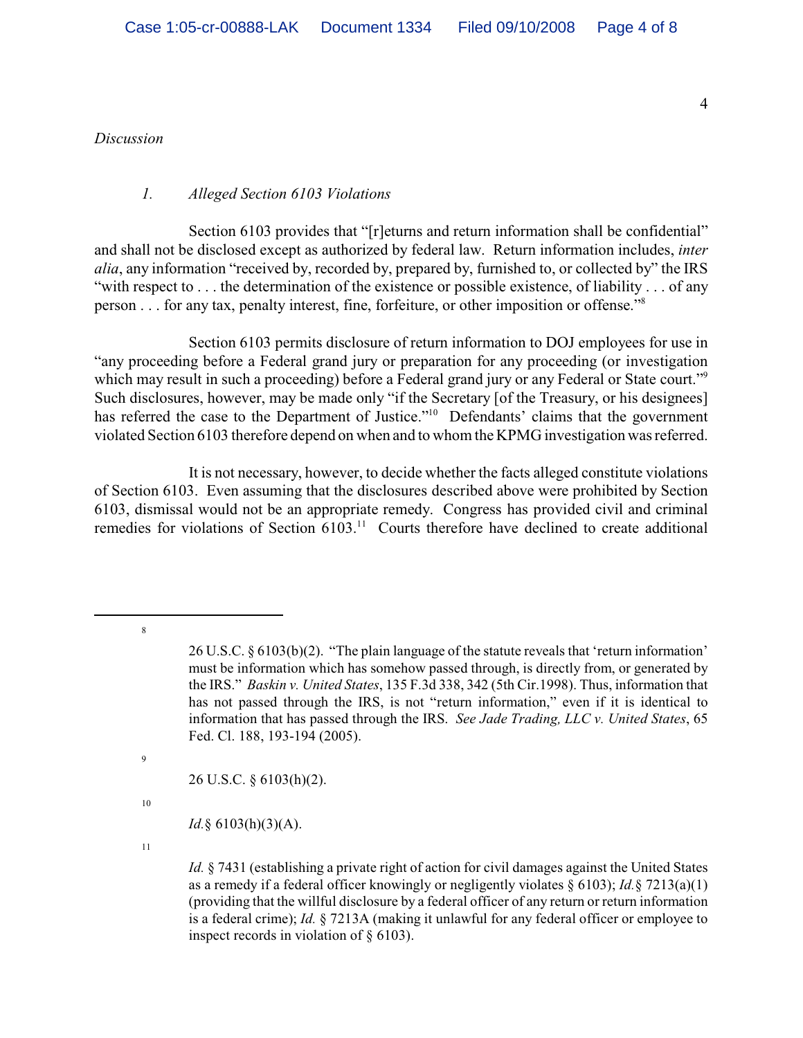*Discussion*

*1. Alleged Section 6103 Violations*

Section 6103 provides that "[r]eturns and return information shall be confidential" and shall not be disclosed except as authorized by federal law. Return information includes, *inter alia*, any information "received by, recorded by, prepared by, furnished to, or collected by" the IRS "with respect to . . . the determination of the existence or possible existence, of liability . . . of any person . . . for any tax, penalty interest, fine, forfeiture, or other imposition or offense."[8]

Section 6103 permits disclosure of return information to DOJ employees for use in "any proceeding before a Federal grand jury or preparation for any proceeding (or investigation which may result in such a proceeding) before a Federal grand jury or any Federal or State court."[9] Such disclosures, however, may be made only "if the Secretary [of the Treasury, or his designees] has referred the case to the Department of Justice."[10] Defendants' claims that the government violated Section 6103 therefore depend on when and to whom the KPMG investigation was referred.

It is not necessary, however, to decide whether the facts alleged constitute violations of Section 6103. Even assuming that the disclosures described above were prohibited by Section 6103, dismissal would not be an appropriate remedy. Congress has provided civil and criminal remedies for violations of Section 6103.[11] Courts therefore have declined to create additional

---

[8] 26 U.S.C. § 6103(b)(2). "The plain language of the statute reveals that 'return information' must be information which has somehow passed through, is directly from, or generated by the IRS." *Baskin v. United States*, 135 F.3d 338, 342 (5th Cir.1998). Thus, information that has not passed through the IRS, is not "return information," even if it is identical to information that has passed through the IRS. *See Jade Trading, LLC v. United States*, 65 Fed. Cl. 188, 193-194 (2005).

[9] 26 U.S.C. § 6103(h)(2).

[10] *Id.* § 6103(h)(3)(A).

[11] *Id.* § 7431 (establishing a private right of action for civil damages against the United States as a remedy if a federal officer knowingly or negligently violates § 6103); *Id.* § 7213(a)(1) (providing that the willful disclosure by a federal officer of any return or return information is a federal crime); *Id.* § 7213A (making it unlawful for any federal officer or employee to inspect records in violation of § 6103).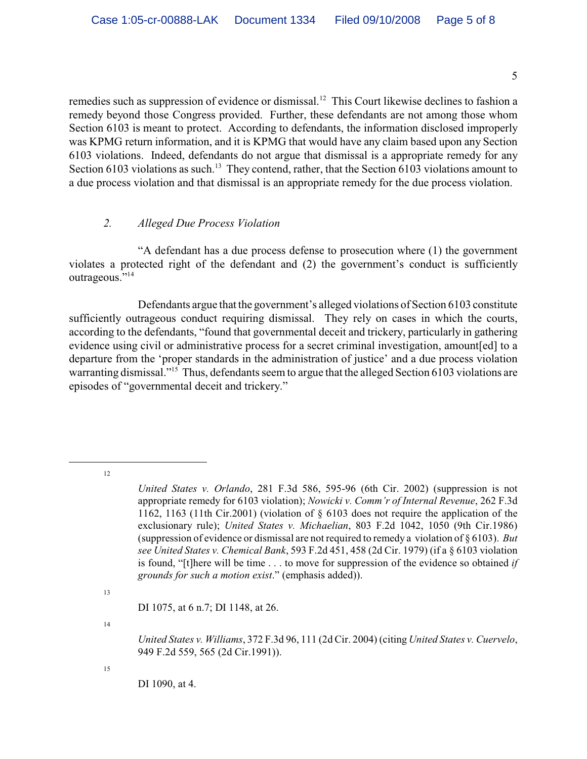remedies such as suppression of evidence or dismissal.[12] This Court likewise declines to fashion a remedy beyond those Congress provided. Further, these defendants are not among those whom Section 6103 is meant to protect. According to defendants, the information disclosed improperly was KPMG return information, and it is KPMG that would have any claim based upon any Section 6103 violations. Indeed, defendants do not argue that dismissal is a appropriate remedy for any Section 6103 violations as such.[13] They contend, rather, that the Section 6103 violations amount to a due process violation and that dismissal is an appropriate remedy for the due process violation.

### *2. Alleged Due Process Violation*

"A defendant has a due process defense to prosecution where (1) the government violates a protected right of the defendant and (2) the government's conduct is sufficiently outrageous."[14]

Defendants argue that the government's alleged violations of Section 6103 constitute sufficiently outrageous conduct requiring dismissal. They rely on cases in which the courts, according to the defendants, "found that governmental deceit and trickery, particularly in gathering evidence using civil or administrative process for a secret criminal investigation, amount[ed] to a departure from the 'proper standards in the administration of justice' and a due process violation warranting dismissal."[15] Thus, defendants seem to argue that the alleged Section 6103 violations are episodes of "governmental deceit and trickery."

---

[12] *United States v. Orlando*, 281 F.3d 586, 595-96 (6th Cir. 2002) (suppression is not appropriate remedy for 6103 violation); *Nowicki v. Comm'r of Internal Revenue*, 262 F.3d 1162, 1163 (11th Cir.2001) (violation of § 6103 does not require the application of the exclusionary rule); *United States v. Michaelian*, 803 F.2d 1042, 1050 (9th Cir.1986) (suppression of evidence or dismissal are not required to remedy a violation of § 6103). *But see United States v. Chemical Bank*, 593 F.2d 451, 458 (2d Cir. 1979) (if a § 6103 violation is found, "[t]here will be time . . . to move for suppression of the evidence so obtained *if grounds for such a motion exist*." (emphasis added)).

[13] DI 1075, at 6 n.7; DI 1148, at 26.

[14] *United States v. Williams*, 372 F.3d 96, 111 (2d Cir. 2004) (citing *United States v. Cuervelo*, 949 F.2d 559, 565 (2d Cir.1991)).

[15] DI 1090, at 4.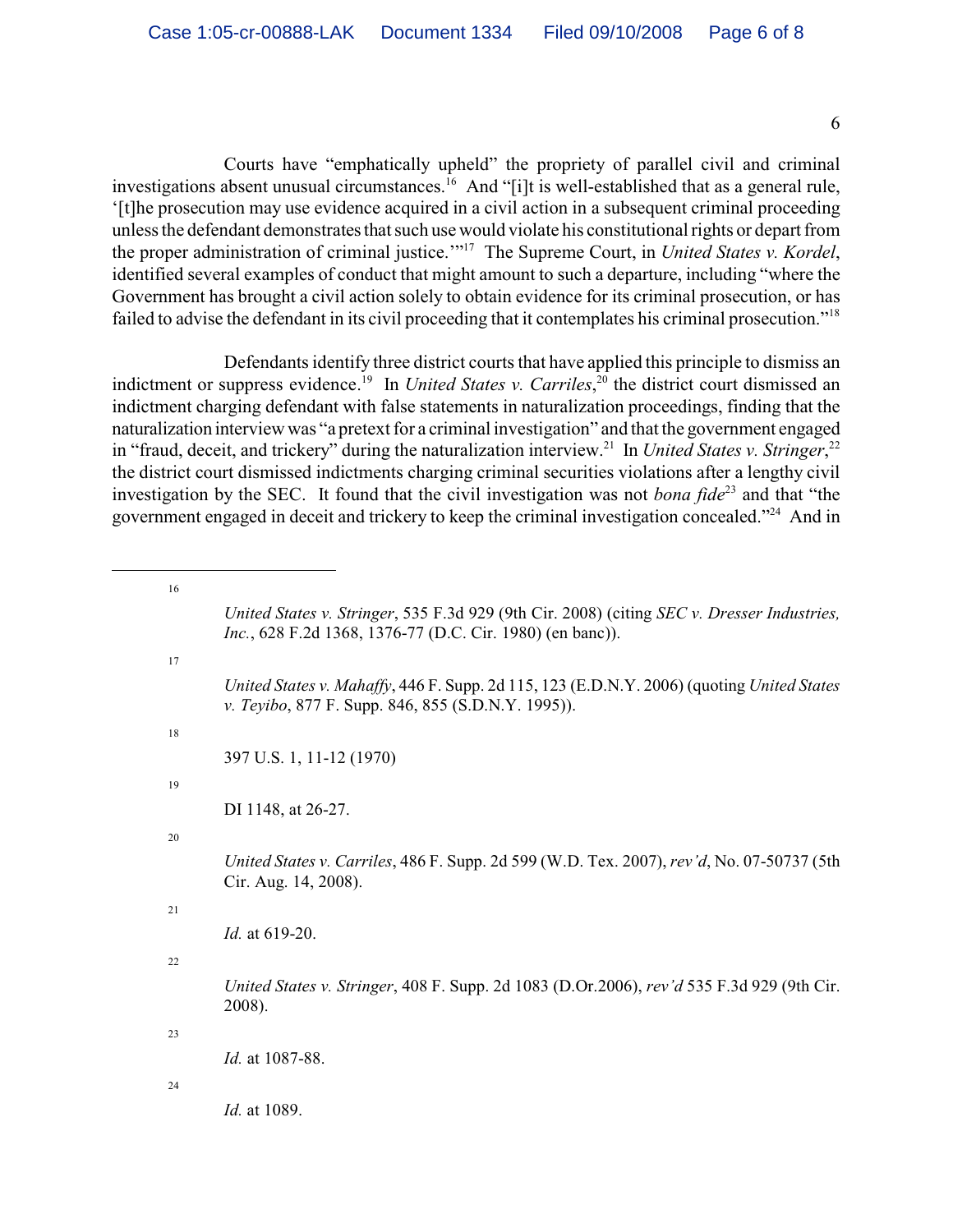Courts have "emphatically upheld" the propriety of parallel civil and criminal investigations absent unusual circumstances.[16] And "[i]t is well-established that as a general rule, '[t]he prosecution may use evidence acquired in a civil action in a subsequent criminal proceeding unless the defendant demonstrates that such use would violate his constitutional rights or depart from the proper administration of criminal justice.'"[17] The Supreme Court, in *United States v. Kordel*, identified several examples of conduct that might amount to such a departure, including "where the Government has brought a civil action solely to obtain evidence for its criminal prosecution, or has failed to advise the defendant in its civil proceeding that it contemplates his criminal prosecution."[18]

Defendants identify three district courts that have applied this principle to dismiss an indictment or suppress evidence.[19] In *United States v. Carriles*,[20] the district court dismissed an indictment charging defendant with false statements in naturalization proceedings, finding that the naturalization interview was "a pretext for a criminal investigation" and that the government engaged in "fraud, deceit, and trickery" during the naturalization interview.[21] In *United States v. Stringer*,[22] the district court dismissed indictments charging criminal securities violations after a lengthy civil investigation by the SEC. It found that the civil investigation was not *bona fide*[23] and that "the government engaged in deceit and trickery to keep the criminal investigation concealed."[24] And in

---

[16] *United States v. Stringer*, 535 F.3d 929 (9th Cir. 2008) (citing *SEC v. Dresser Industries, Inc.*, 628 F.2d 1368, 1376-77 (D.C. Cir. 1980) (en banc)).

[17] *United States v. Mahaffy*, 446 F. Supp. 2d 115, 123 (E.D.N.Y. 2006) (quoting *United States v. Teyibo*, 877 F. Supp. 846, 855 (S.D.N.Y. 1995)).

[18] 397 U.S. 1, 11-12 (1970)

[19] DI 1148, at 26-27.

[20] *United States v. Carriles*, 486 F. Supp. 2d 599 (W.D. Tex. 2007), *rev'd*, No. 07-50737 (5th Cir. Aug. 14, 2008).

[21] *Id.* at 619-20.

[22] *United States v. Stringer*, 408 F. Supp. 2d 1083 (D.Or.2006), *rev'd* 535 F.3d 929 (9th Cir. 2008).

[23] *Id.* at 1087-88.

[24] *Id.* at 1089.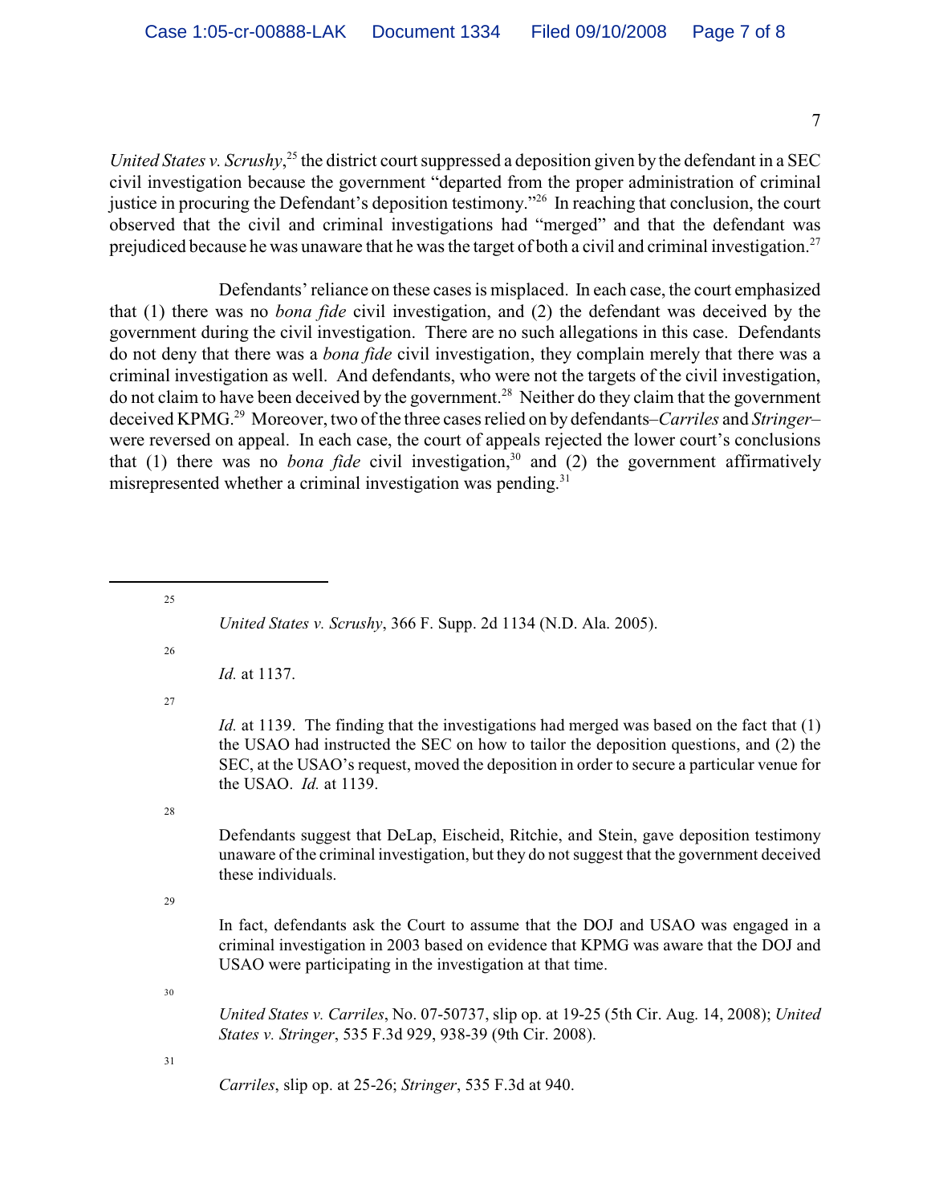*United States v. Scrushy*,[25] the district court suppressed a deposition given by the defendant in a SEC civil investigation because the government "departed from the proper administration of criminal justice in procuring the Defendant's deposition testimony."[26] In reaching that conclusion, the court observed that the civil and criminal investigations had "merged" and that the defendant was prejudiced because he was unaware that he was the target of both a civil and criminal investigation.[27]

Defendants' reliance on these cases is misplaced. In each case, the court emphasized that (1) there was no *bona fide* civil investigation, and (2) the defendant was deceived by the government during the civil investigation. There are no such allegations in this case. Defendants do not deny that there was a *bona fide* civil investigation, they complain merely that there was a criminal investigation as well. And defendants, who were not the targets of the civil investigation, do not claim to have been deceived by the government.[28] Neither do they claim that the government deceived KPMG.[29] Moreover, two of the three cases relied on by defendants–*Carriles* and *Stringer*– were reversed on appeal. In each case, the court of appeals rejected the lower court's conclusions that (1) there was no *bona fide* civil investigation,[30] and (2) the government affirmatively misrepresented whether a criminal investigation was pending.[31]

---

[25] *United States v. Scrushy*, 366 F. Supp. 2d 1134 (N.D. Ala. 2005).

[26] *Id.* at 1137.

[27] *Id.* at 1139. The finding that the investigations had merged was based on the fact that (1) the USAO had instructed the SEC on how to tailor the deposition questions, and (2) the SEC, at the USAO's request, moved the deposition in order to secure a particular venue for the USAO. *Id.* at 1139.

[28] Defendants suggest that DeLap, Eischeid, Ritchie, and Stein, gave deposition testimony unaware of the criminal investigation, but they do not suggest that the government deceived these individuals.

[29] In fact, defendants ask the Court to assume that the DOJ and USAO was engaged in a criminal investigation in 2003 based on evidence that KPMG was aware that the DOJ and USAO were participating in the investigation at that time.

[30] *United States v. Carriles*, No. 07-50737, slip op. at 19-25 (5th Cir. Aug. 14, 2008); *United States v. Stringer*, 535 F.3d 929, 938-39 (9th Cir. 2008).

[31] *Carriles*, slip op. at 25-26; *Stringer*, 535 F.3d at 940.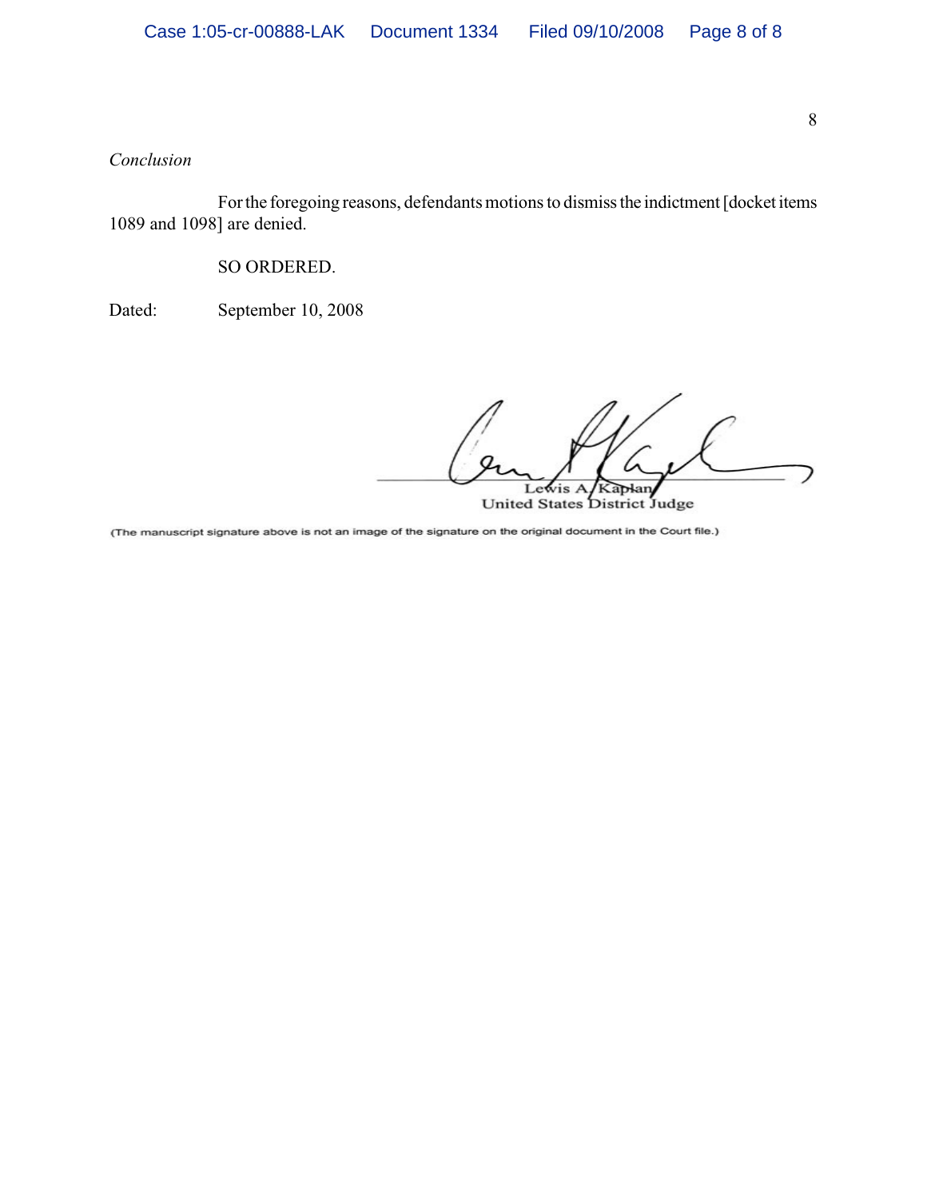*Conclusion*

For the foregoing reasons, defendants motions to dismiss the indictment [docket items 1089 and 1098] are denied.

SO ORDERED.

Dated: September 10, 2008

Lewis A. Kaplan
United States District Judge

(The manuscript signature above is not an image of the signature on the original document in the Court file.)